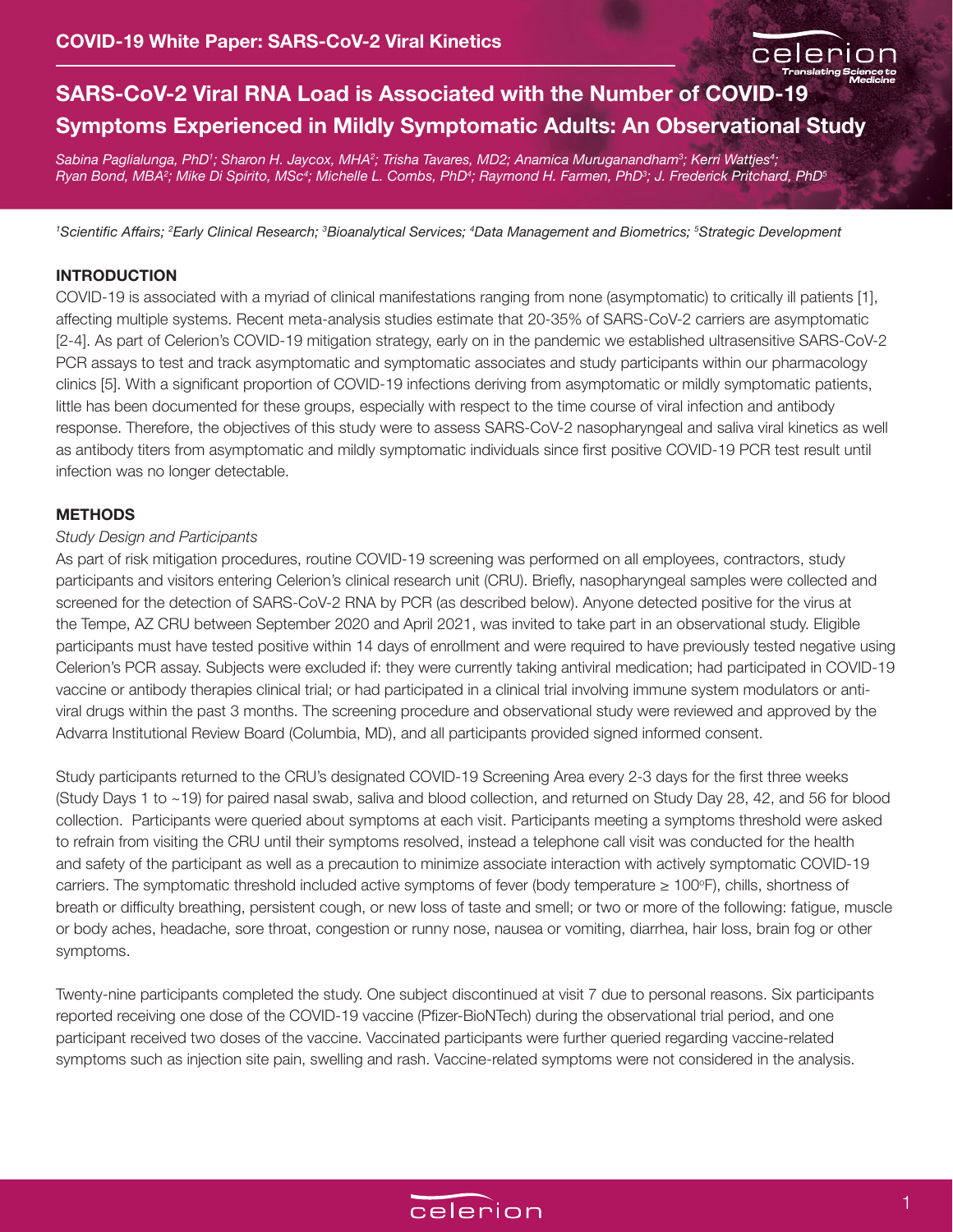COVID-19 White Paper: SARS-CoV-2 Viral Kinetics

# SARS-CoV-2 Viral RNA Load is Associated with the Number of COVID-19 Symptoms Experienced in Mildly Symptomatic Adults: An Observational Study

*Sabina Paglialunga, PhD[1]; Sharon H. Jaycox, MHA[2]; Trisha Tavares, MD2; Anamica Muruganandham[3]; Kerri Wattjes[4]; Ryan Bond, MBA[2]; Mike Di Spirito, MSc[4]; Michelle L. Combs, PhD[4]; Raymond H. Farmen, PhD[3]; J. Frederick Pritchard, PhD[5]*

*[1]Scientific Affairs; [2]Early Clinical Research; [3]Bioanalytical Services; [4]Data Management and Biometrics; [5]Strategic Development*

## INTRODUCTION

COVID-19 is associated with a myriad of clinical manifestations ranging from none (asymptomatic) to critically ill patients [1], affecting multiple systems. Recent meta-analysis studies estimate that 20-35% of SARS-CoV-2 carriers are asymptomatic [2-4]. As part of Celerion's COVID-19 mitigation strategy, early on in the pandemic we established ultrasensitive SARS-CoV-2 PCR assays to test and track asymptomatic and symptomatic associates and study participants within our pharmacology clinics [5]. With a significant proportion of COVID-19 infections deriving from asymptomatic or mildly symptomatic patients, little has been documented for these groups, especially with respect to the time course of viral infection and antibody response. Therefore, the objectives of this study were to assess SARS-CoV-2 nasopharyngeal and saliva viral kinetics as well as antibody titers from asymptomatic and mildly symptomatic individuals since first positive COVID-19 PCR test result until infection was no longer detectable.

## METHODS

*Study Design and Participants*

As part of risk mitigation procedures, routine COVID-19 screening was performed on all employees, contractors, study participants and visitors entering Celerion's clinical research unit (CRU). Briefly, nasopharyngeal samples were collected and screened for the detection of SARS-CoV-2 RNA by PCR (as described below). Anyone detected positive for the virus at the Tempe, AZ CRU between September 2020 and April 2021, was invited to take part in an observational study. Eligible participants must have tested positive within 14 days of enrollment and were required to have previously tested negative using Celerion's PCR assay. Subjects were excluded if: they were currently taking antiviral medication; had participated in COVID-19 vaccine or antibody therapies clinical trial; or had participated in a clinical trial involving immune system modulators or anti-viral drugs within the past 3 months. The screening procedure and observational study were reviewed and approved by the Advarra Institutional Review Board (Columbia, MD), and all participants provided signed informed consent.

Study participants returned to the CRU's designated COVID-19 Screening Area every 2-3 days for the first three weeks (Study Days 1 to ~19) for paired nasal swab, saliva and blood collection, and returned on Study Day 28, 42, and 56 for blood collection. Participants were queried about symptoms at each visit. Participants meeting a symptoms threshold were asked to refrain from visiting the CRU until their symptoms resolved, instead a telephone call visit was conducted for the health and safety of the participant as well as a precaution to minimize associate interaction with actively symptomatic COVID-19 carriers. The symptomatic threshold included active symptoms of fever (body temperature ≥ 100°F), chills, shortness of breath or difficulty breathing, persistent cough, or new loss of taste and smell; or two or more of the following: fatigue, muscle or body aches, headache, sore throat, congestion or runny nose, nausea or vomiting, diarrhea, hair loss, brain fog or other symptoms.

Twenty-nine participants completed the study. One subject discontinued at visit 7 due to personal reasons. Six participants reported receiving one dose of the COVID-19 vaccine (Pfizer-BioNTech) during the observational trial period, and one participant received two doses of the vaccine. Vaccinated participants were further queried regarding vaccine-related symptoms such as injection site pain, swelling and rash. Vaccine-related symptoms were not considered in the analysis.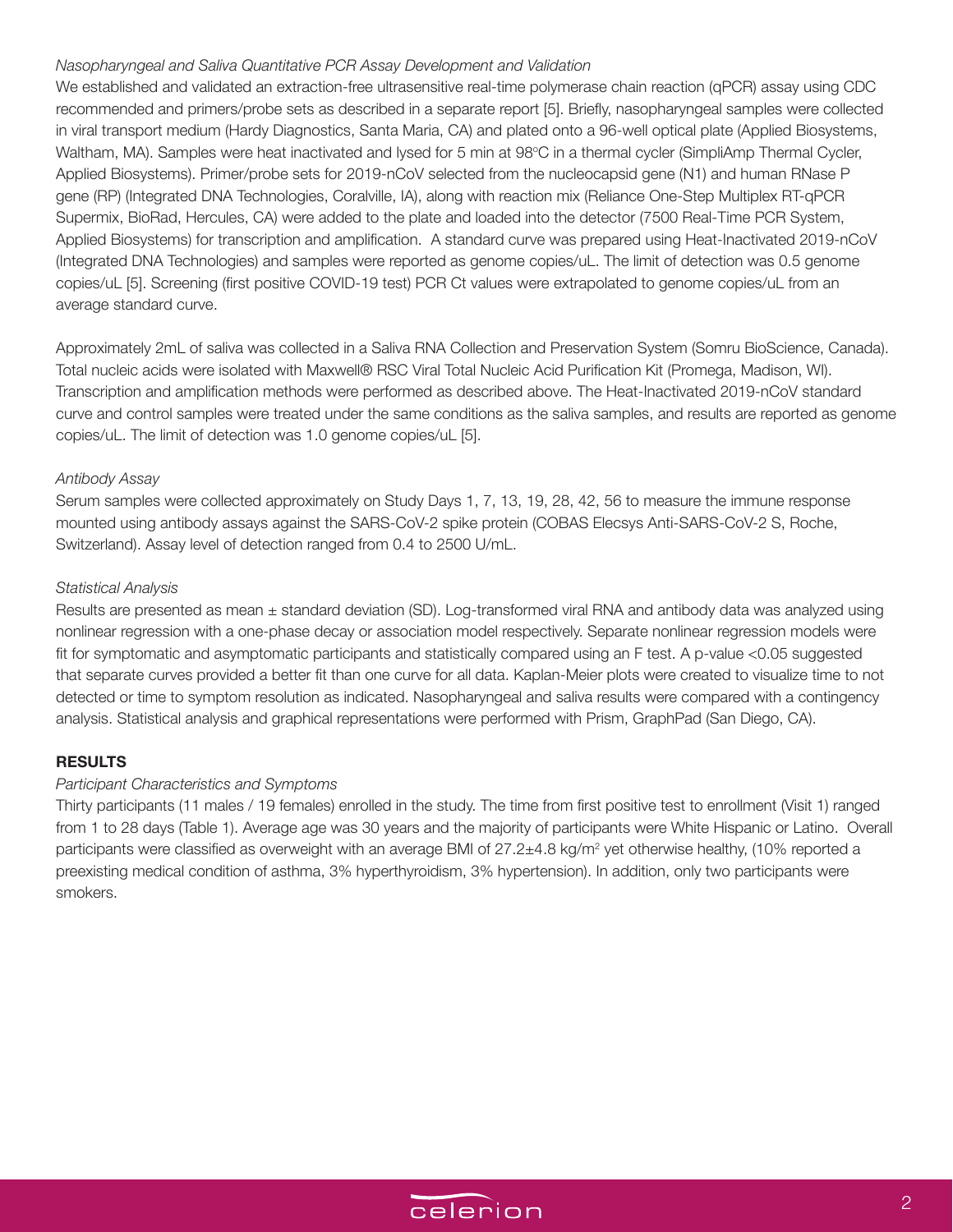*Nasopharyngeal and Saliva Quantitative PCR Assay Development and Validation*

We established and validated an extraction-free ultrasensitive real-time polymerase chain reaction (qPCR) assay using CDC recommended and primers/probe sets as described in a separate report [5]. Briefly, nasopharyngeal samples were collected in viral transport medium (Hardy Diagnostics, Santa Maria, CA) and plated onto a 96-well optical plate (Applied Biosystems, Waltham, MA). Samples were heat inactivated and lysed for 5 min at 98°C in a thermal cycler (SimpliAmp Thermal Cycler, Applied Biosystems). Primer/probe sets for 2019-nCoV selected from the nucleocapsid gene (N1) and human RNase P gene (RP) (Integrated DNA Technologies, Coralville, IA), along with reaction mix (Reliance One-Step Multiplex RT-qPCR Supermix, BioRad, Hercules, CA) were added to the plate and loaded into the detector (7500 Real-Time PCR System, Applied Biosystems) for transcription and amplification. A standard curve was prepared using Heat-Inactivated 2019-nCoV (Integrated DNA Technologies) and samples were reported as genome copies/uL. The limit of detection was 0.5 genome copies/uL [5]. Screening (first positive COVID-19 test) PCR Ct values were extrapolated to genome copies/uL from an average standard curve.

Approximately 2mL of saliva was collected in a Saliva RNA Collection and Preservation System (Somru BioScience, Canada). Total nucleic acids were isolated with Maxwell® RSC Viral Total Nucleic Acid Purification Kit (Promega, Madison, WI). Transcription and amplification methods were performed as described above. The Heat-Inactivated 2019-nCoV standard curve and control samples were treated under the same conditions as the saliva samples, and results are reported as genome copies/uL. The limit of detection was 1.0 genome copies/uL [5].

*Antibody Assay*

Serum samples were collected approximately on Study Days 1, 7, 13, 19, 28, 42, 56 to measure the immune response mounted using antibody assays against the SARS-CoV-2 spike protein (COBAS Elecsys Anti-SARS-CoV-2 S, Roche, Switzerland). Assay level of detection ranged from 0.4 to 2500 U/mL.

*Statistical Analysis*

Results are presented as mean ± standard deviation (SD). Log-transformed viral RNA and antibody data was analyzed using nonlinear regression with a one-phase decay or association model respectively. Separate nonlinear regression models were fit for symptomatic and asymptomatic participants and statistically compared using an F test. A p-value <0.05 suggested that separate curves provided a better fit than one curve for all data. Kaplan-Meier plots were created to visualize time to not detected or time to symptom resolution as indicated. Nasopharyngeal and saliva results were compared with a contingency analysis. Statistical analysis and graphical representations were performed with Prism, GraphPad (San Diego, CA).

## RESULTS

*Participant Characteristics and Symptoms*

Thirty participants (11 males / 19 females) enrolled in the study. The time from first positive test to enrollment (Visit 1) ranged from 1 to 28 days (Table 1). Average age was 30 years and the majority of participants were White Hispanic or Latino. Overall participants were classified as overweight with an average BMI of 27.2±4.8 kg/m$^2$ yet otherwise healthy, (10% reported a preexisting medical condition of asthma, 3% hyperthyroidism, 3% hypertension). In addition, only two participants were smokers.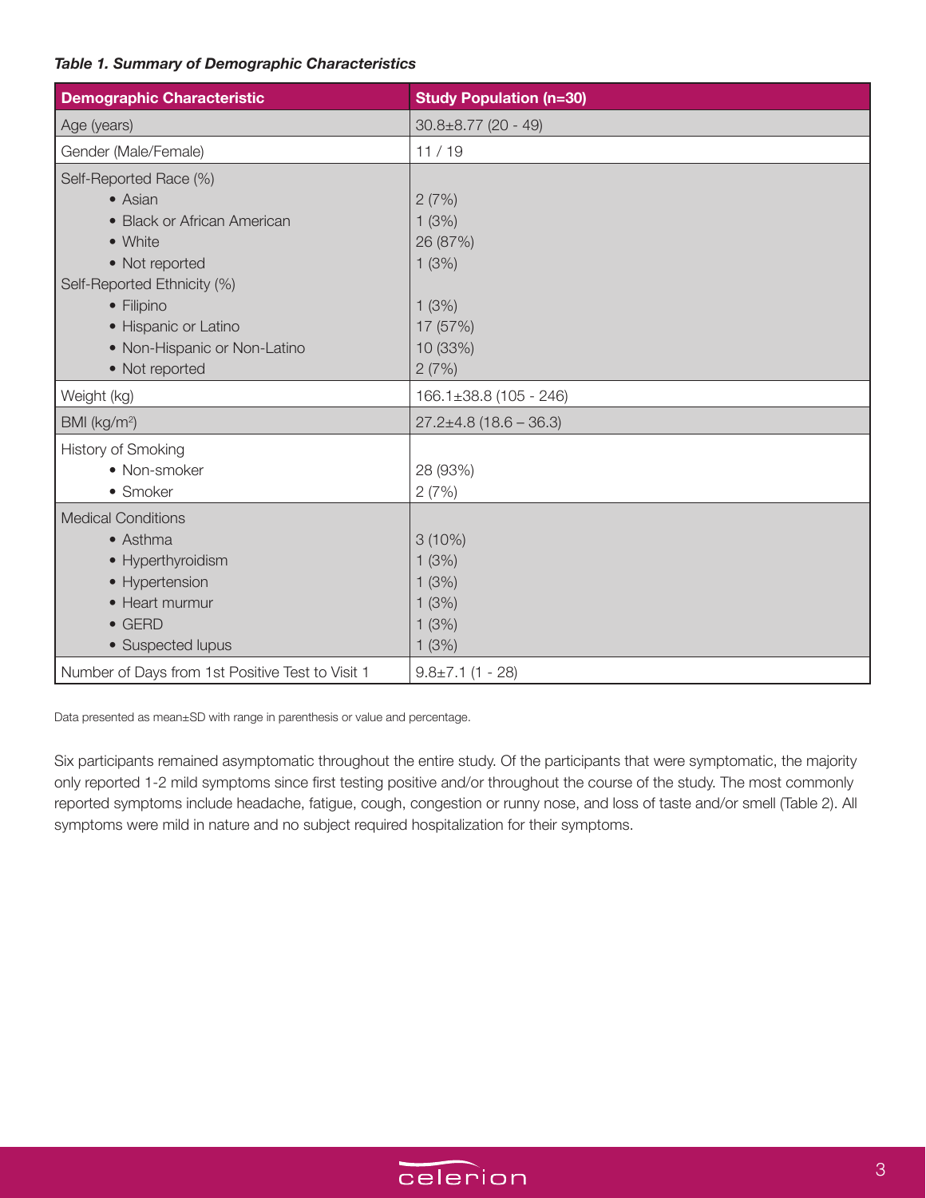*Table 1. Summary of Demographic Characteristics*

| Demographic Characteristic | Study Population (n=30) |
|---|---|
| Age (years) | 30.8±8.77 (20 - 49) |
| Gender (Male/Female) | 11 / 19 |
| Self-Reported Race (%) | |
| • Asian | 2 (7%) |
| • Black or African American | 1 (3%) |
| • White | 26 (87%) |
| • Not reported | 1 (3%) |
| Self-Reported Ethnicity (%) | |
| • Filipino | 1 (3%) |
| • Hispanic or Latino | 17 (57%) |
| • Non-Hispanic or Non-Latino | 10 (33%) |
| • Not reported | 2 (7%) |
| Weight (kg) | 166.1±38.8 (105 - 246) |
| BMI (kg/m²) | 27.2±4.8 (18.6 – 36.3) |
| History of Smoking | |
| • Non-smoker | 28 (93%) |
| • Smoker | 2 (7%) |
| Medical Conditions | |
| • Asthma | 3 (10%) |
| • Hyperthyroidism | 1 (3%) |
| • Hypertension | 1 (3%) |
| • Heart murmur | 1 (3%) |
| • GERD | 1 (3%) |
| • Suspected lupus | 1 (3%) |
| Number of Days from 1st Positive Test to Visit 1 | 9.8±7.1 (1 - 28) |

Data presented as mean±SD with range in parenthesis or value and percentage.

Six participants remained asymptomatic throughout the entire study. Of the participants that were symptomatic, the majority only reported 1-2 mild symptoms since first testing positive and/or throughout the course of the study. The most commonly reported symptoms include headache, fatigue, cough, congestion or runny nose, and loss of taste and/or smell (Table 2). All symptoms were mild in nature and no subject required hospitalization for their symptoms.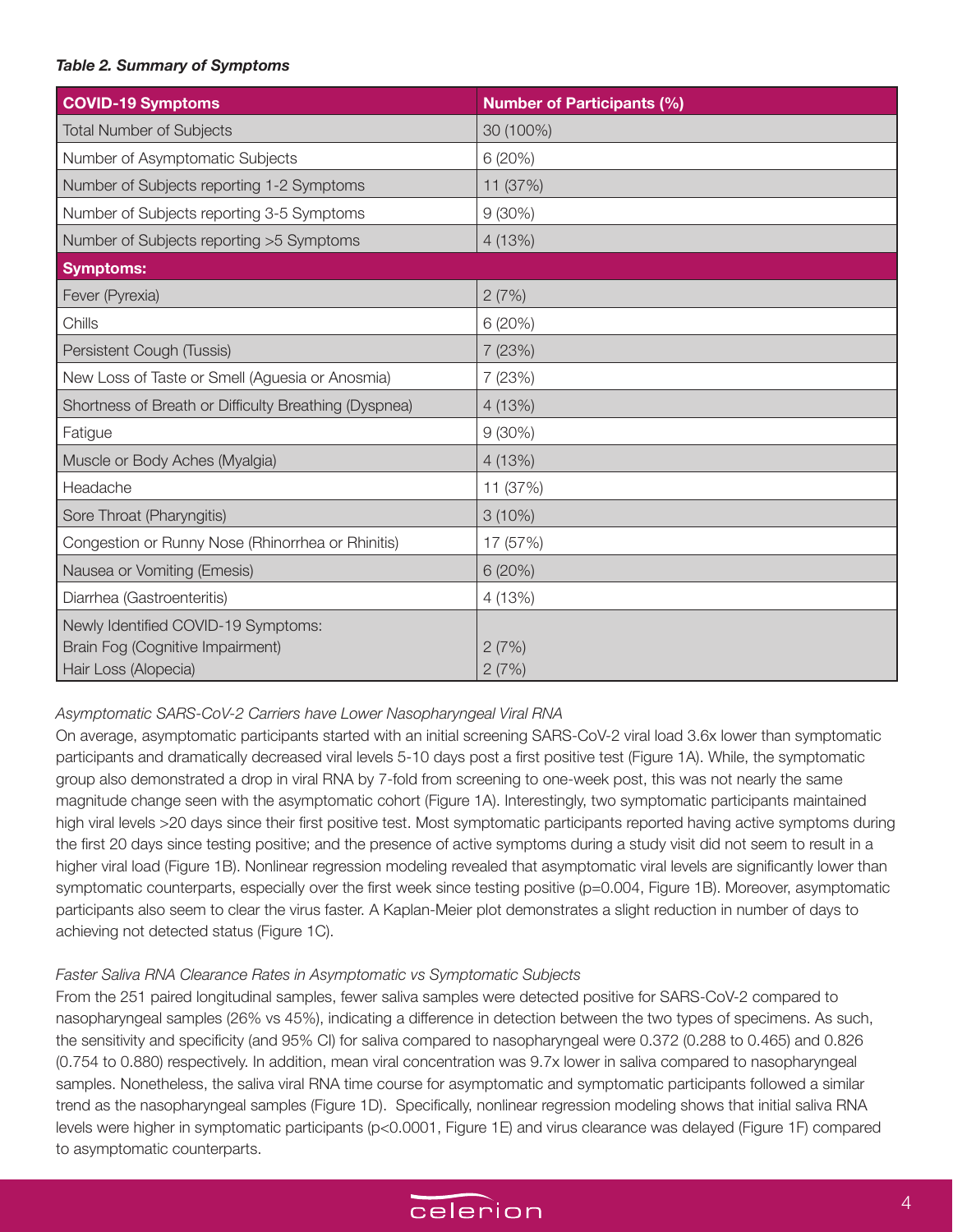***Table 2. Summary of Symptoms***

| COVID-19 Symptoms | Number of Participants (%) |
|---|---|
| Total Number of Subjects | 30 (100%) |
| Number of Asymptomatic Subjects | 6 (20%) |
| Number of Subjects reporting 1-2 Symptoms | 11 (37%) |
| Number of Subjects reporting 3-5 Symptoms | 9 (30%) |
| Number of Subjects reporting >5 Symptoms | 4 (13%) |
| **Symptoms:** | |
| Fever (Pyrexia) | 2 (7%) |
| Chills | 6 (20%) |
| Persistent Cough (Tussis) | 7 (23%) |
| New Loss of Taste or Smell (Aguesia or Anosmia) | 7 (23%) |
| Shortness of Breath or Difficulty Breathing (Dyspnea) | 4 (13%) |
| Fatigue | 9 (30%) |
| Muscle or Body Aches (Myalgia) | 4 (13%) |
| Headache | 11 (37%) |
| Sore Throat (Pharyngitis) | 3 (10%) |
| Congestion or Runny Nose (Rhinorrhea or Rhinitis) | 17 (57%) |
| Nausea or Vomiting (Emesis) | 6 (20%) |
| Diarrhea (Gastroenteritis) | 4 (13%) |
| Newly Identified COVID-19 Symptoms: | |
| Brain Fog (Cognitive Impairment) | 2 (7%) |
| Hair Loss (Alopecia) | 2 (7%) |

*Asymptomatic SARS-CoV-2 Carriers have Lower Nasopharyngeal Viral RNA*

On average, asymptomatic participants started with an initial screening SARS-CoV-2 viral load 3.6x lower than symptomatic participants and dramatically decreased viral levels 5-10 days post a first positive test (Figure 1A). While, the symptomatic group also demonstrated a drop in viral RNA by 7-fold from screening to one-week post, this was not nearly the same magnitude change seen with the asymptomatic cohort (Figure 1A). Interestingly, two symptomatic participants maintained high viral levels >20 days since their first positive test. Most symptomatic participants reported having active symptoms during the first 20 days since testing positive; and the presence of active symptoms during a study visit did not seem to result in a higher viral load (Figure 1B). Nonlinear regression modeling revealed that asymptomatic viral levels are significantly lower than symptomatic counterparts, especially over the first week since testing positive ($p=0.004$, Figure 1B). Moreover, asymptomatic participants also seem to clear the virus faster. A Kaplan-Meier plot demonstrates a slight reduction in number of days to achieving not detected status (Figure 1C).

*Faster Saliva RNA Clearance Rates in Asymptomatic vs Symptomatic Subjects*

From the 251 paired longitudinal samples, fewer saliva samples were detected positive for SARS-CoV-2 compared to nasopharyngeal samples (26% vs 45%), indicating a difference in detection between the two types of specimens. As such, the sensitivity and specificity (and 95% CI) for saliva compared to nasopharyngeal were 0.372 (0.288 to 0.465) and 0.826 (0.754 to 0.880) respectively. In addition, mean viral concentration was 9.7x lower in saliva compared to nasopharyngeal samples. Nonetheless, the saliva viral RNA time course for asymptomatic and symptomatic participants followed a similar trend as the nasopharyngeal samples (Figure 1D). Specifically, nonlinear regression modeling shows that initial saliva RNA levels were higher in symptomatic participants ($p<0.0001$, Figure 1E) and virus clearance was delayed (Figure 1F) compared to asymptomatic counterparts.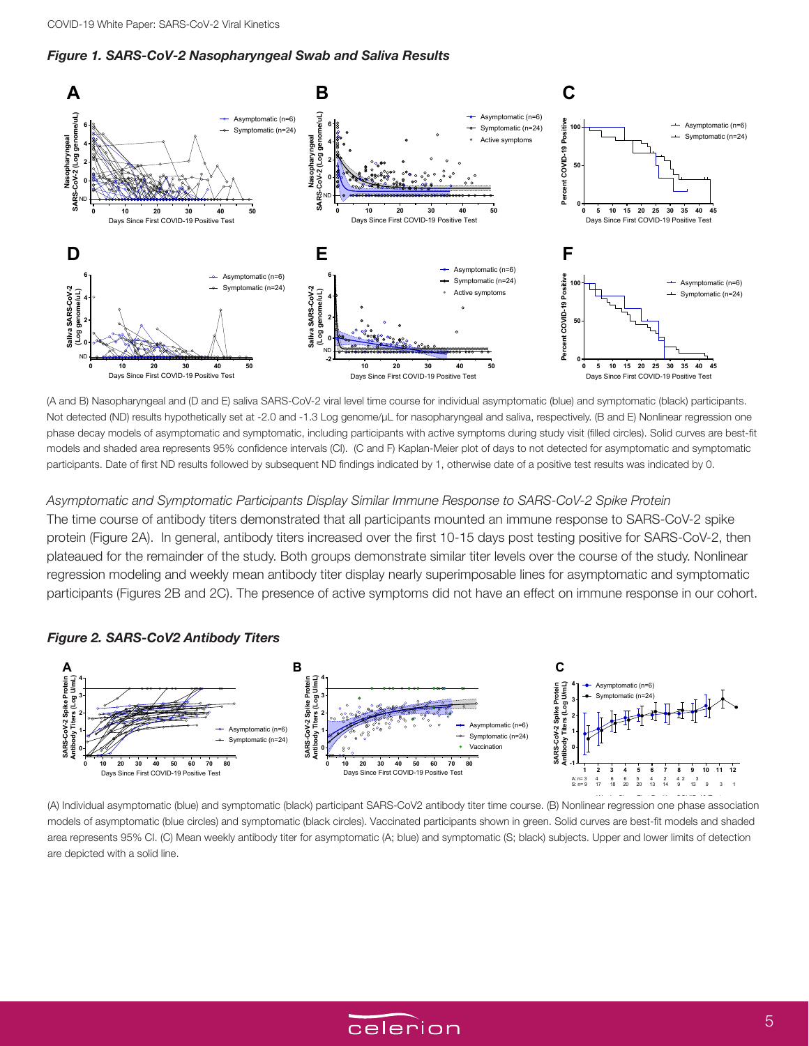***Figure 1. SARS-CoV-2 Nasopharyngeal Swab and Saliva Results***

(A and B) Nasopharyngeal and (D and E) saliva SARS-CoV-2 viral level time course for individual asymptomatic (blue) and symptomatic (black) participants. Not detected (ND) results hypothetically set at -2.0 and -1.3 Log genome/μL for nasopharyngeal and saliva, respectively. (B and E) Nonlinear regression one phase decay models of asymptomatic and symptomatic, including participants with active symptoms during study visit (filled circles). Solid curves are best-fit models and shaded area represents 95% confidence intervals (CI). (C and F) Kaplan-Meier plot of days to not detected for asymptomatic and symptomatic participants. Date of first ND results followed by subsequent ND findings indicated by 1, otherwise date of a positive test results was indicated by 0.

*Asymptomatic and Symptomatic Participants Display Similar Immune Response to SARS-CoV-2 Spike Protein*

The time course of antibody titers demonstrated that all participants mounted an immune response to SARS-CoV-2 spike protein (Figure 2A). In general, antibody titers increased over the first 10-15 days post testing positive for SARS-CoV-2, then plateaued for the remainder of the study. Both groups demonstrate similar titer levels over the course of the study. Nonlinear regression modeling and weekly mean antibody titer display nearly superimposable lines for asymptomatic and symptomatic participants (Figures 2B and 2C). The presence of active symptoms did not have an effect on immune response in our cohort.

***Figure 2. SARS-CoV2 Antibody Titers***

(A) Individual asymptomatic (blue) and symptomatic (black) participant SARS-CoV2 antibody titer time course. (B) Nonlinear regression one phase association models of asymptomatic (blue circles) and symptomatic (black circles). Vaccinated participants shown in green. Solid curves are best-fit models and shaded area represents 95% CI. (C) Mean weekly antibody titer for asymptomatic (A; blue) and symptomatic (S; black) subjects. Upper and lower limits of detection are depicted with a solid line.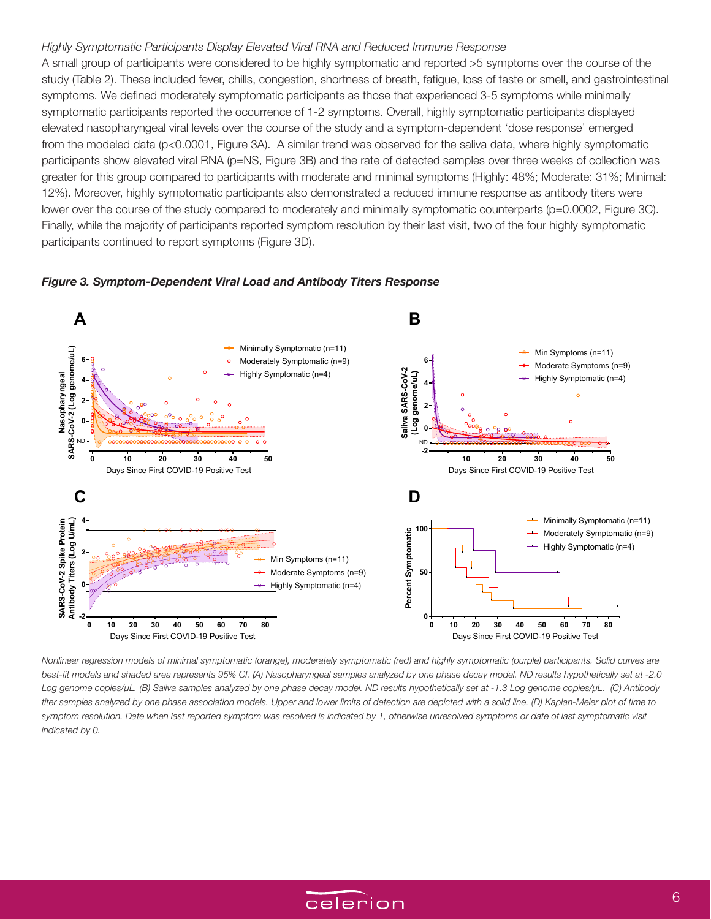*Highly Symptomatic Participants Display Elevated Viral RNA and Reduced Immune Response*

A small group of participants were considered to be highly symptomatic and reported >5 symptoms over the course of the study (Table 2). These included fever, chills, congestion, shortness of breath, fatigue, loss of taste or smell, and gastrointestinal symptoms. We defined moderately symptomatic participants as those that experienced 3-5 symptoms while minimally symptomatic participants reported the occurrence of 1-2 symptoms. Overall, highly symptomatic participants displayed elevated nasopharyngeal viral levels over the course of the study and a symptom-dependent 'dose response' emerged from the modeled data ($p<0.0001$, Figure 3A). A similar trend was observed for the saliva data, where highly symptomatic participants show elevated viral RNA (p=NS, Figure 3B) and the rate of detected samples over three weeks of collection was greater for this group compared to participants with moderate and minimal symptoms (Highly: 48%; Moderate: 31%; Minimal: 12%). Moreover, highly symptomatic participants also demonstrated a reduced immune response as antibody titers were lower over the course of the study compared to moderately and minimally symptomatic counterparts ($p=0.0002$, Figure 3C). Finally, while the majority of participants reported symptom resolution by their last visit, two of the four highly symptomatic participants continued to report symptoms (Figure 3D).

***Figure 3. Symptom-Dependent Viral Load and Antibody Titers Response***

*Nonlinear regression models of minimal symptomatic (orange), moderately symptomatic (red) and highly symptomatic (purple) participants. Solid curves are best-fit models and shaded area represents 95% CI. (A) Nasopharyngeal samples analyzed by one phase decay model. ND results hypothetically set at -2.0 Log genome copies/µL. (B) Saliva samples analyzed by one phase decay model. ND results hypothetically set at -1.3 Log genome copies/µL. (C) Antibody titer samples analyzed by one phase association models. Upper and lower limits of detection are depicted with a solid line. (D) Kaplan-Meier plot of time to symptom resolution. Date when last reported symptom was resolved is indicated by 1, otherwise unresolved symptoms or date of last symptomatic visit indicated by 0.*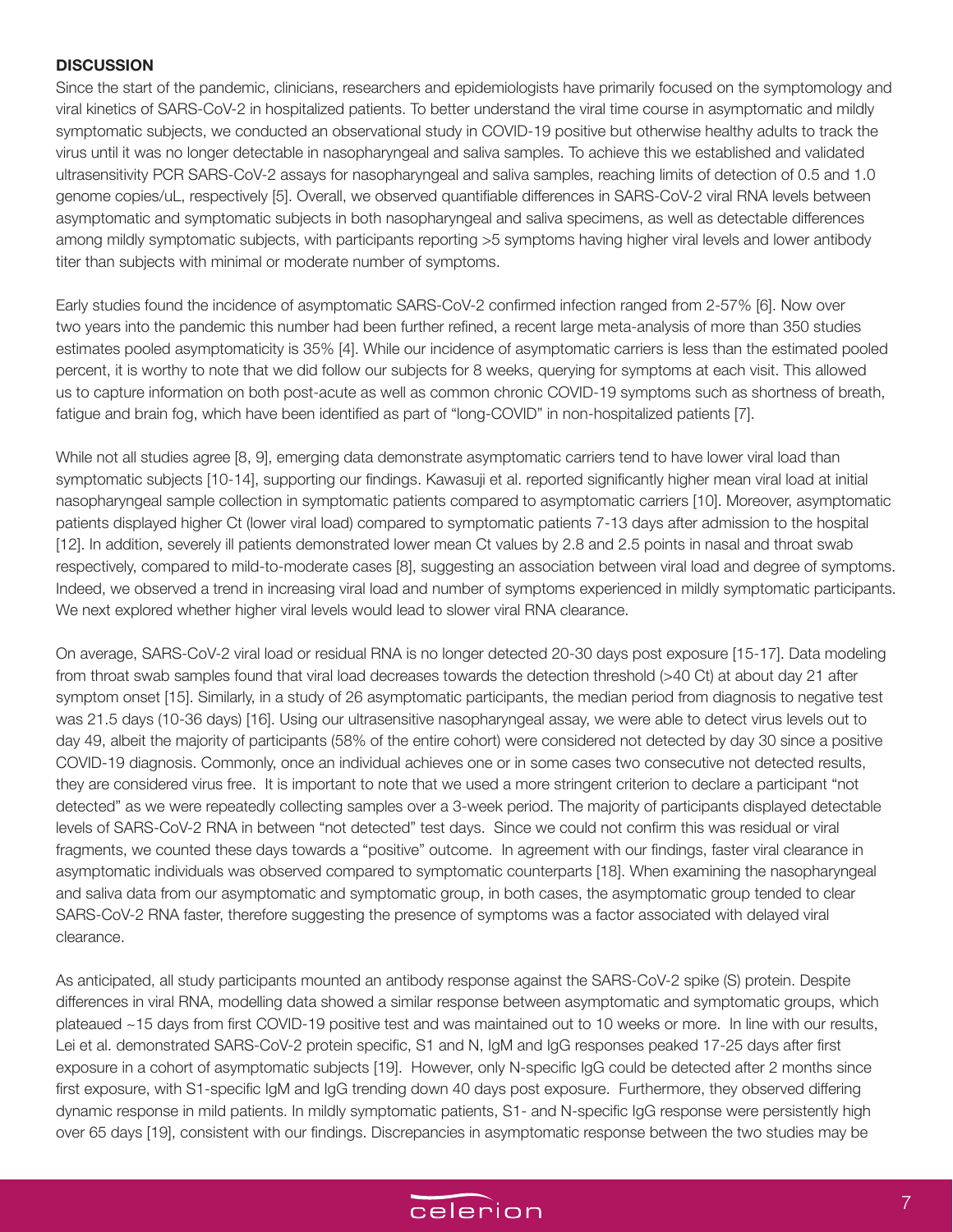## DISCUSSION

Since the start of the pandemic, clinicians, researchers and epidemiologists have primarily focused on the symptomology and viral kinetics of SARS-CoV-2 in hospitalized patients. To better understand the viral time course in asymptomatic and mildly symptomatic subjects, we conducted an observational study in COVID-19 positive but otherwise healthy adults to track the virus until it was no longer detectable in nasopharyngeal and saliva samples. To achieve this we established and validated ultrasensitivity PCR SARS-CoV-2 assays for nasopharyngeal and saliva samples, reaching limits of detection of 0.5 and 1.0 genome copies/uL, respectively [5]. Overall, we observed quantifiable differences in SARS-CoV-2 viral RNA levels between asymptomatic and symptomatic subjects in both nasopharyngeal and saliva specimens, as well as detectable differences among mildly symptomatic subjects, with participants reporting >5 symptoms having higher viral levels and lower antibody titer than subjects with minimal or moderate number of symptoms.

Early studies found the incidence of asymptomatic SARS-CoV-2 confirmed infection ranged from 2-57% [6]. Now over two years into the pandemic this number had been further refined, a recent large meta-analysis of more than 350 studies estimates pooled asymptomaticity is 35% [4]. While our incidence of asymptomatic carriers is less than the estimated pooled percent, it is worthy to note that we did follow our subjects for 8 weeks, querying for symptoms at each visit. This allowed us to capture information on both post-acute as well as common chronic COVID-19 symptoms such as shortness of breath, fatigue and brain fog, which have been identified as part of "long-COVID" in non-hospitalized patients [7].

While not all studies agree [8, 9], emerging data demonstrate asymptomatic carriers tend to have lower viral load than symptomatic subjects [10-14], supporting our findings. Kawasuji et al. reported significantly higher mean viral load at initial nasopharyngeal sample collection in symptomatic patients compared to asymptomatic carriers [10]. Moreover, asymptomatic patients displayed higher Ct (lower viral load) compared to symptomatic patients 7-13 days after admission to the hospital [12]. In addition, severely ill patients demonstrated lower mean Ct values by 2.8 and 2.5 points in nasal and throat swab respectively, compared to mild-to-moderate cases [8], suggesting an association between viral load and degree of symptoms. Indeed, we observed a trend in increasing viral load and number of symptoms experienced in mildly symptomatic participants. We next explored whether higher viral levels would lead to slower viral RNA clearance.

On average, SARS-CoV-2 viral load or residual RNA is no longer detected 20-30 days post exposure [15-17]. Data modeling from throat swab samples found that viral load decreases towards the detection threshold (>40 Ct) at about day 21 after symptom onset [15]. Similarly, in a study of 26 asymptomatic participants, the median period from diagnosis to negative test was 21.5 days (10-36 days) [16]. Using our ultrasensitive nasopharyngeal assay, we were able to detect virus levels out to day 49, albeit the majority of participants (58% of the entire cohort) were considered not detected by day 30 since a positive COVID-19 diagnosis. Commonly, once an individual achieves one or in some cases two consecutive not detected results, they are considered virus free. It is important to note that we used a more stringent criterion to declare a participant "not detected" as we were repeatedly collecting samples over a 3-week period. The majority of participants displayed detectable levels of SARS-CoV-2 RNA in between "not detected" test days. Since we could not confirm this was residual or viral fragments, we counted these days towards a "positive" outcome. In agreement with our findings, faster viral clearance in asymptomatic individuals was observed compared to symptomatic counterparts [18]. When examining the nasopharyngeal and saliva data from our asymptomatic and symptomatic group, in both cases, the asymptomatic group tended to clear SARS-CoV-2 RNA faster, therefore suggesting the presence of symptoms was a factor associated with delayed viral clearance.

As anticipated, all study participants mounted an antibody response against the SARS-CoV-2 spike (S) protein. Despite differences in viral RNA, modelling data showed a similar response between asymptomatic and symptomatic groups, which plateaued ~15 days from first COVID-19 positive test and was maintained out to 10 weeks or more. In line with our results, Lei et al. demonstrated SARS-CoV-2 protein specific, S1 and N, IgM and IgG responses peaked 17-25 days after first exposure in a cohort of asymptomatic subjects [19]. However, only N-specific IgG could be detected after 2 months since first exposure, with S1-specific IgM and IgG trending down 40 days post exposure. Furthermore, they observed differing dynamic response in mild patients. In mildly symptomatic patients, S1- and N-specific IgG response were persistently high over 65 days [19], consistent with our findings. Discrepancies in asymptomatic response between the two studies may be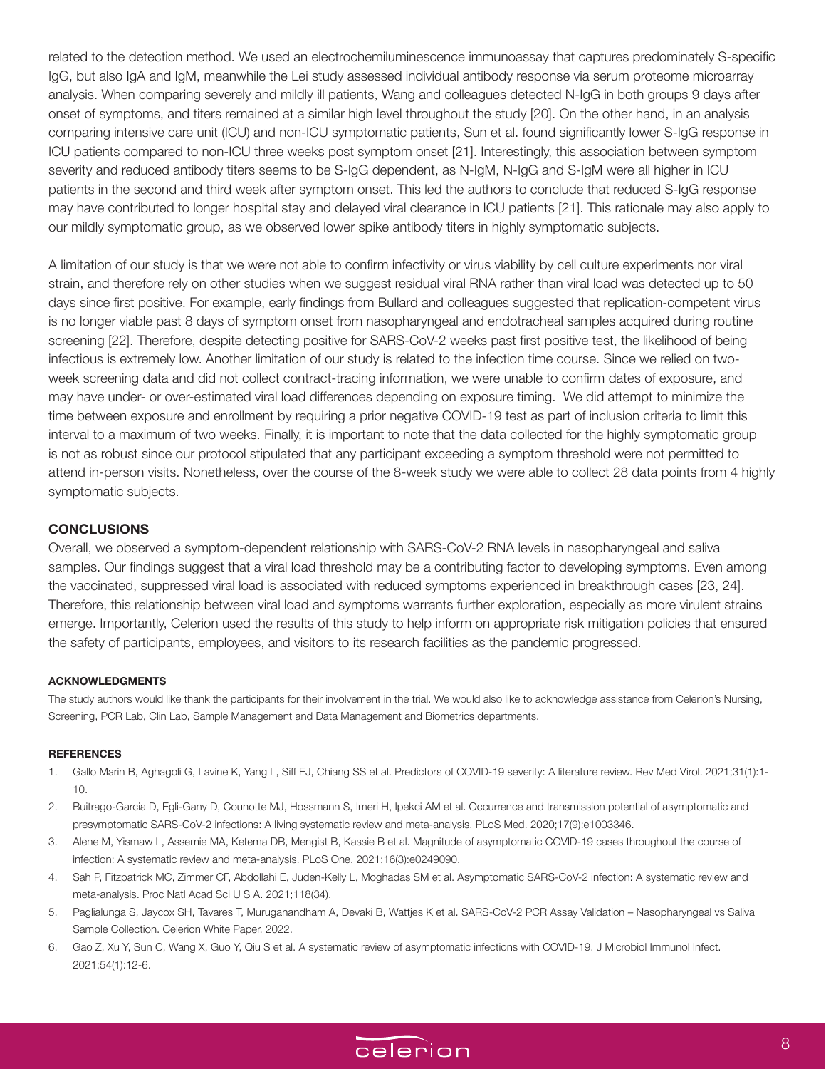related to the detection method. We used an electrochemiluminescence immunoassay that captures predominately S-specific IgG, but also IgA and IgM, meanwhile the Lei study assessed individual antibody response via serum proteome microarray analysis. When comparing severely and mildly ill patients, Wang and colleagues detected N-IgG in both groups 9 days after onset of symptoms, and titers remained at a similar high level throughout the study [20]. On the other hand, in an analysis comparing intensive care unit (ICU) and non-ICU symptomatic patients, Sun et al. found significantly lower S-IgG response in ICU patients compared to non-ICU three weeks post symptom onset [21]. Interestingly, this association between symptom severity and reduced antibody titers seems to be S-IgG dependent, as N-IgM, N-IgG and S-IgM were all higher in ICU patients in the second and third week after symptom onset. This led the authors to conclude that reduced S-IgG response may have contributed to longer hospital stay and delayed viral clearance in ICU patients [21]. This rationale may also apply to our mildly symptomatic group, as we observed lower spike antibody titers in highly symptomatic subjects.

A limitation of our study is that we were not able to confirm infectivity or virus viability by cell culture experiments nor viral strain, and therefore rely on other studies when we suggest residual viral RNA rather than viral load was detected up to 50 days since first positive. For example, early findings from Bullard and colleagues suggested that replication-competent virus is no longer viable past 8 days of symptom onset from nasopharyngeal and endotracheal samples acquired during routine screening [22]. Therefore, despite detecting positive for SARS-CoV-2 weeks past first positive test, the likelihood of being infectious is extremely low. Another limitation of our study is related to the infection time course. Since we relied on two-week screening data and did not collect contract-tracing information, we were unable to confirm dates of exposure, and may have under- or over-estimated viral load differences depending on exposure timing. We did attempt to minimize the time between exposure and enrollment by requiring a prior negative COVID-19 test as part of inclusion criteria to limit this interval to a maximum of two weeks. Finally, it is important to note that the data collected for the highly symptomatic group is not as robust since our protocol stipulated that any participant exceeding a symptom threshold were not permitted to attend in-person visits. Nonetheless, over the course of the 8-week study we were able to collect 28 data points from 4 highly symptomatic subjects.

## CONCLUSIONS

Overall, we observed a symptom-dependent relationship with SARS-CoV-2 RNA levels in nasopharyngeal and saliva samples. Our findings suggest that a viral load threshold may be a contributing factor to developing symptoms. Even among the vaccinated, suppressed viral load is associated with reduced symptoms experienced in breakthrough cases [23, 24]. Therefore, this relationship between viral load and symptoms warrants further exploration, especially as more virulent strains emerge. Importantly, Celerion used the results of this study to help inform on appropriate risk mitigation policies that ensured the safety of participants, employees, and visitors to its research facilities as the pandemic progressed.

### ACKNOWLEDGMENTS

The study authors would like thank the participants for their involvement in the trial. We would also like to acknowledge assistance from Celerion's Nursing, Screening, PCR Lab, Clin Lab, Sample Management and Data Management and Biometrics departments.

### REFERENCES

1. Gallo Marin B, Aghagoli G, Lavine K, Yang L, Siff EJ, Chiang SS et al. Predictors of COVID-19 severity: A literature review. Rev Med Virol. 2021;31(1):1-10.
2. Buitrago-Garcia D, Egli-Gany D, Counotte MJ, Hossmann S, Imeri H, Ipekci AM et al. Occurrence and transmission potential of asymptomatic and presymptomatic SARS-CoV-2 infections: A living systematic review and meta-analysis. PLoS Med. 2020;17(9):e1003346.
3. Alene M, Yismaw L, Assemie MA, Ketema DB, Mengist B, Kassie B et al. Magnitude of asymptomatic COVID-19 cases throughout the course of infection: A systematic review and meta-analysis. PLoS One. 2021;16(3):e0249090.
4. Sah P, Fitzpatrick MC, Zimmer CF, Abdollahi E, Juden-Kelly L, Moghadas SM et al. Asymptomatic SARS-CoV-2 infection: A systematic review and meta-analysis. Proc Natl Acad Sci U S A. 2021;118(34).
5. Paglialunga S, Jaycox SH, Tavares T, Muruganandham A, Devaki B, Wattjes K et al. SARS-CoV-2 PCR Assay Validation – Nasopharyngeal vs Saliva Sample Collection. Celerion White Paper. 2022.
6. Gao Z, Xu Y, Sun C, Wang X, Guo Y, Qiu S et al. A systematic review of asymptomatic infections with COVID-19. J Microbiol Immunol Infect. 2021;54(1):12-6.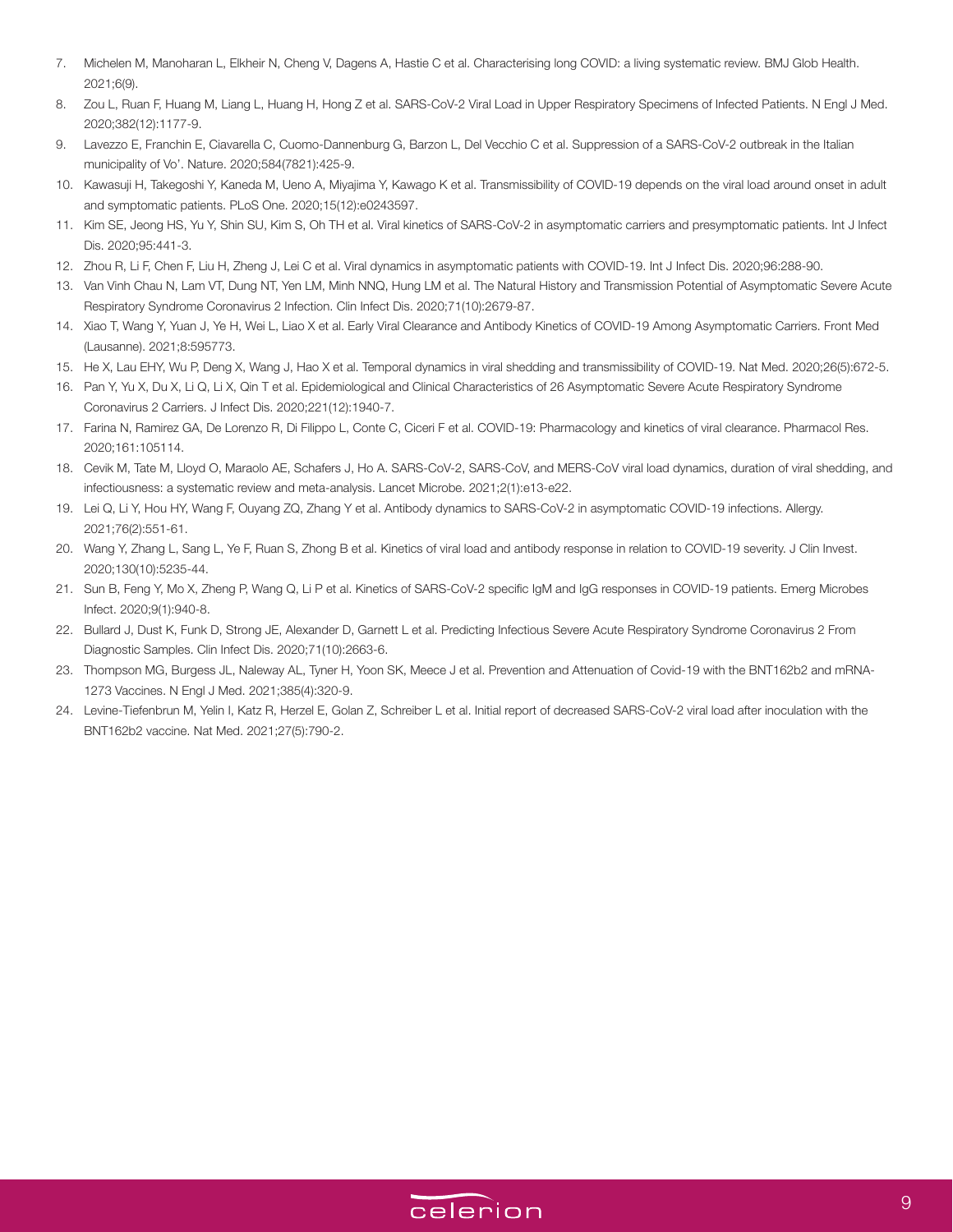7. Michelen M, Manoharan L, Elkheir N, Cheng V, Dagens A, Hastie C et al. Characterising long COVID: a living systematic review. BMJ Glob Health. 2021;6(9).
8. Zou L, Ruan F, Huang M, Liang L, Huang H, Hong Z et al. SARS-CoV-2 Viral Load in Upper Respiratory Specimens of Infected Patients. N Engl J Med. 2020;382(12):1177-9.
9. Lavezzo E, Franchin E, Ciavarella C, Cuomo-Dannenburg G, Barzon L, Del Vecchio C et al. Suppression of a SARS-CoV-2 outbreak in the Italian municipality of Vo'. Nature. 2020;584(7821):425-9.
10. Kawasuji H, Takegoshi Y, Kaneda M, Ueno A, Miyajima Y, Kawago K et al. Transmissibility of COVID-19 depends on the viral load around onset in adult and symptomatic patients. PLoS One. 2020;15(12):e0243597.
11. Kim SE, Jeong HS, Yu Y, Shin SU, Kim S, Oh TH et al. Viral kinetics of SARS-CoV-2 in asymptomatic carriers and presymptomatic patients. Int J Infect Dis. 2020;95:441-3.
12. Zhou R, Li F, Chen F, Liu H, Zheng J, Lei C et al. Viral dynamics in asymptomatic patients with COVID-19. Int J Infect Dis. 2020;96:288-90.
13. Van Vinh Chau N, Lam VT, Dung NT, Yen LM, Minh NNQ, Hung LM et al. The Natural History and Transmission Potential of Asymptomatic Severe Acute Respiratory Syndrome Coronavirus 2 Infection. Clin Infect Dis. 2020;71(10):2679-87.
14. Xiao T, Wang Y, Yuan J, Ye H, Wei L, Liao X et al. Early Viral Clearance and Antibody Kinetics of COVID-19 Among Asymptomatic Carriers. Front Med (Lausanne). 2021;8:595773.
15. He X, Lau EHY, Wu P, Deng X, Wang J, Hao X et al. Temporal dynamics in viral shedding and transmissibility of COVID-19. Nat Med. 2020;26(5):672-5.
16. Pan Y, Yu X, Du X, Li Q, Li X, Qin T et al. Epidemiological and Clinical Characteristics of 26 Asymptomatic Severe Acute Respiratory Syndrome Coronavirus 2 Carriers. J Infect Dis. 2020;221(12):1940-7.
17. Farina N, Ramirez GA, De Lorenzo R, Di Filippo L, Conte C, Ciceri F et al. COVID-19: Pharmacology and kinetics of viral clearance. Pharmacol Res. 2020;161:105114.
18. Cevik M, Tate M, Lloyd O, Maraolo AE, Schafers J, Ho A. SARS-CoV-2, SARS-CoV, and MERS-CoV viral load dynamics, duration of viral shedding, and infectiousness: a systematic review and meta-analysis. Lancet Microbe. 2021;2(1):e13-e22.
19. Lei Q, Li Y, Hou HY, Wang F, Ouyang ZQ, Zhang Y et al. Antibody dynamics to SARS-CoV-2 in asymptomatic COVID-19 infections. Allergy. 2021;76(2):551-61.
20. Wang Y, Zhang L, Sang L, Ye F, Ruan S, Zhong B et al. Kinetics of viral load and antibody response in relation to COVID-19 severity. J Clin Invest. 2020;130(10):5235-44.
21. Sun B, Feng Y, Mo X, Zheng P, Wang Q, Li P et al. Kinetics of SARS-CoV-2 specific IgM and IgG responses in COVID-19 patients. Emerg Microbes Infect. 2020;9(1):940-8.
22. Bullard J, Dust K, Funk D, Strong JE, Alexander D, Garnett L et al. Predicting Infectious Severe Acute Respiratory Syndrome Coronavirus 2 From Diagnostic Samples. Clin Infect Dis. 2020;71(10):2663-6.
23. Thompson MG, Burgess JL, Naleway AL, Tyner H, Yoon SK, Meece J et al. Prevention and Attenuation of Covid-19 with the BNT162b2 and mRNA-1273 Vaccines. N Engl J Med. 2021;385(4):320-9.
24. Levine-Tiefenbrun M, Yelin I, Katz R, Herzel E, Golan Z, Schreiber L et al. Initial report of decreased SARS-CoV-2 viral load after inoculation with the BNT162b2 vaccine. Nat Med. 2021;27(5):790-2.